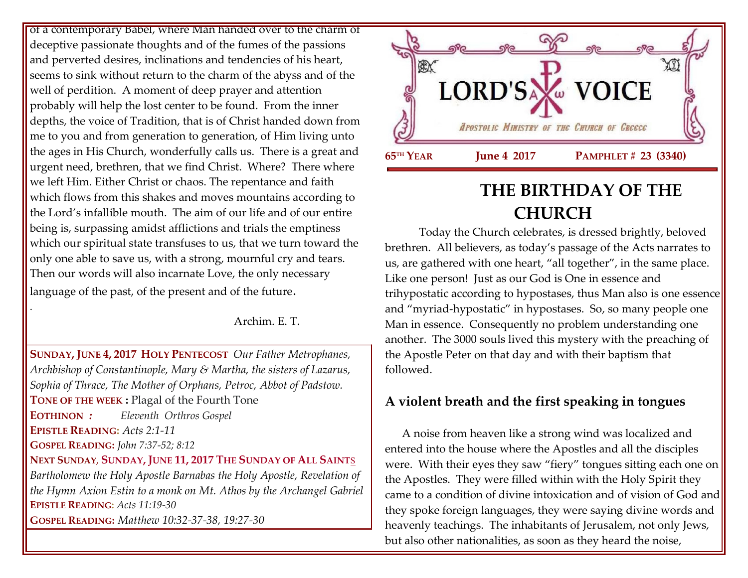of a contemporary Babel, where Man handed over to the charm of deceptive passionate thoughts and of the fumes of the passions and perverted desires, inclinations and tendencies of his heart, seems to sink without return to the charm of the abyss and of the well of perdition. A moment of deep prayer and attention probably will help the lost center to be found. From the inner depths, the voice of Tradition, that is of Christ handed down from me to you and from generation to generation, of Him living unto the ages in His Church, wonderfully calls us. There is a great and urgent need, brethren, that we find Christ. Where? There where we left Him. Either Christ or chaos. The repentance and faith which flows from this shakes and moves mountains according to the Lord's infallible mouth. The aim of our life and of our entire being is, surpassing amidst afflictions and trials the emptiness which our spiritual state transfuses to us, that we turn toward the only one able to save us, with a strong, mournful cry and tears. Then our words will also incarnate Love, the only necessary language of the past, of the present and of the future.

Archim. E. T.

**SUNDAY, JUNE 4, 2017 HOLY PENTECOST** *Our Father Metrophanes, Archbishop of Constantinople, Mary & Martha, the sisters of Lazarus, Sophia of Thrace, The Mother of Orphans, Petroc, Abbot of Padstow.*
**TONE OF THE WEEK :** Plagal of the Fourth Tone
**EOTHINON :** *Eleventh Orthros Gospel*
**EPISTLE READING:** *Acts 2:1-11*
**GOSPEL READING:** *John 7:37-52; 8:12*
**NEXT SUNDAY, SUNDAY, JUNE 11, 2017 THE SUNDAY OF ALL SAINTS** *Bartholomew the Holy Apostle Barnabas the Holy Apostle, Revelation of the Hymn Axion Estin to a monk on Mt. Athos by the Archangel Gabriel*
**EPISTLE READING:** *Acts 11:19-30*
**GOSPEL READING:** *Matthew 10:32-37-38, 19:27-30*

# LORD'S VOICE

*APOSTOLIC MINISTRY OF THE CHURCH OF GREECE*

**65TH YEAR** **June 4 2017** **PAMPHLET # 23 (3340)**

# THE BIRTHDAY OF THE CHURCH

Today the Church celebrates, is dressed brightly, beloved brethren. All believers, as today's passage of the Acts narrates to us, are gathered with one heart, "all together", in the same place. Like one person! Just as our God is One in essence and trihypostatic according to hypostases, thus Man also is one essence and "myriad-hypostatic" in hypostases. So, so many people one Man in essence. Consequently no problem understanding one another. The 3000 souls lived this mystery with the preaching of the Apostle Peter on that day and with their baptism that followed.

## A violent breath and the first speaking in tongues

A noise from heaven like a strong wind was localized and entered into the house where the Apostles and all the disciples were. With their eyes they saw "fiery" tongues sitting each one on the Apostles. They were filled within with the Holy Spirit they came to a condition of divine intoxication and of vision of God and they spoke foreign languages, they were saying divine words and heavenly teachings. The inhabitants of Jerusalem, not only Jews, but also other nationalities, as soon as they heard the noise,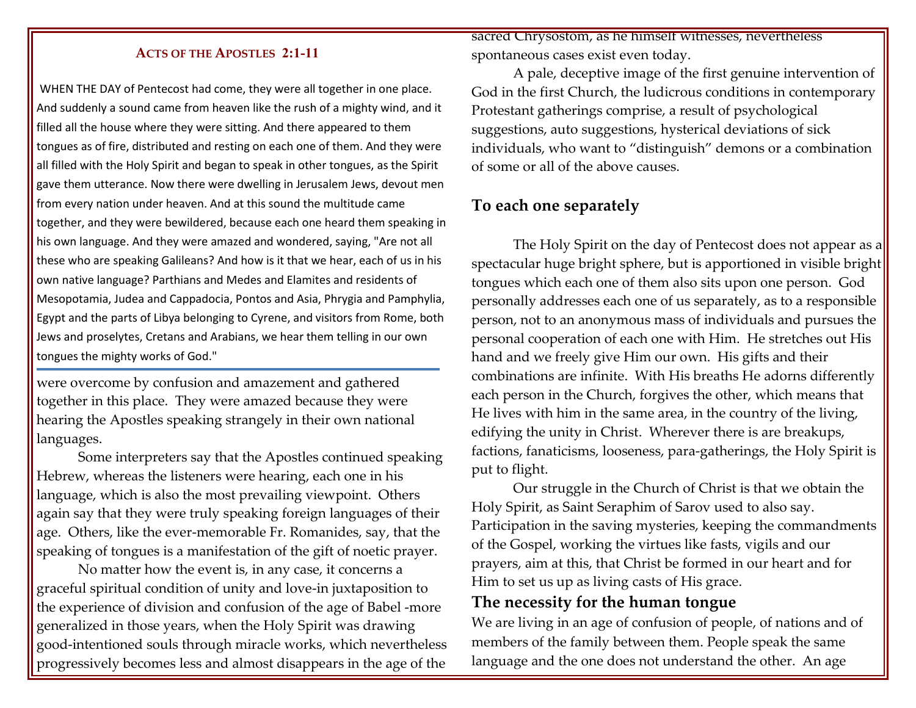**ACTS OF THE APOSTLES 2:1-11**

WHEN THE DAY of Pentecost had come, they were all together in one place. And suddenly a sound came from heaven like the rush of a mighty wind, and it filled all the house where they were sitting. And there appeared to them tongues as of fire, distributed and resting on each one of them. And they were all filled with the Holy Spirit and began to speak in other tongues, as the Spirit gave them utterance. Now there were dwelling in Jerusalem Jews, devout men from every nation under heaven. And at this sound the multitude came together, and they were bewildered, because each one heard them speaking in his own language. And they were amazed and wondered, saying, "Are not all these who are speaking Galileans? And how is it that we hear, each of us in his own native language? Parthians and Medes and Elamites and residents of Mesopotamia, Judea and Cappadocia, Pontos and Asia, Phrygia and Pamphylia, Egypt and the parts of Libya belonging to Cyrene, and visitors from Rome, both Jews and proselytes, Cretans and Arabians, we hear them telling in our own tongues the mighty works of God."

---

were overcome by confusion and amazement and gathered together in this place. They were amazed because they were hearing the Apostles speaking strangely in their own national languages.

Some interpreters say that the Apostles continued speaking Hebrew, whereas the listeners were hearing, each one in his language, which is also the most prevailing viewpoint. Others again say that they were truly speaking foreign languages of their age. Others, like the ever-memorable Fr. Romanides, say, that the speaking of tongues is a manifestation of the gift of noetic prayer.

No matter how the event is, in any case, it concerns a graceful spiritual condition of unity and love-in juxtaposition to the experience of division and confusion of the age of Babel -more generalized in those years, when the Holy Spirit was drawing good-intentioned souls through miracle works, which nevertheless progressively becomes less and almost disappears in the age of the sacred Chrysostom, as he himself witnesses, nevertheless spontaneous cases exist even today.

A pale, deceptive image of the first genuine intervention of God in the first Church, the ludicrous conditions in contemporary Protestant gatherings comprise, a result of psychological suggestions, auto suggestions, hysterical deviations of sick individuals, who want to "distinguish" demons or a combination of some or all of the above causes.

## To each one separately

The Holy Spirit on the day of Pentecost does not appear as a spectacular huge bright sphere, but is apportioned in visible bright tongues which each one of them also sits upon one person. God personally addresses each one of us separately, as to a responsible person, not to an anonymous mass of individuals and pursues the personal cooperation of each one with Him. He stretches out His hand and we freely give Him our own. His gifts and their combinations are infinite. With His breaths He adorns differently each person in the Church, forgives the other, which means that He lives with him in the same area, in the country of the living, edifying the unity in Christ. Wherever there is are breakups, factions, fanaticisms, looseness, para-gatherings, the Holy Spirit is put to flight.

Our struggle in the Church of Christ is that we obtain the Holy Spirit, as Saint Seraphim of Sarov used to also say. Participation in the saving mysteries, keeping the commandments of the Gospel, working the virtues like fasts, vigils and our prayers, aim at this, that Christ be formed in our heart and for Him to set us up as living casts of His grace.

## The necessity for the human tongue

We are living in an age of confusion of people, of nations and of members of the family between them. People speak the same language and the one does not understand the other. An age